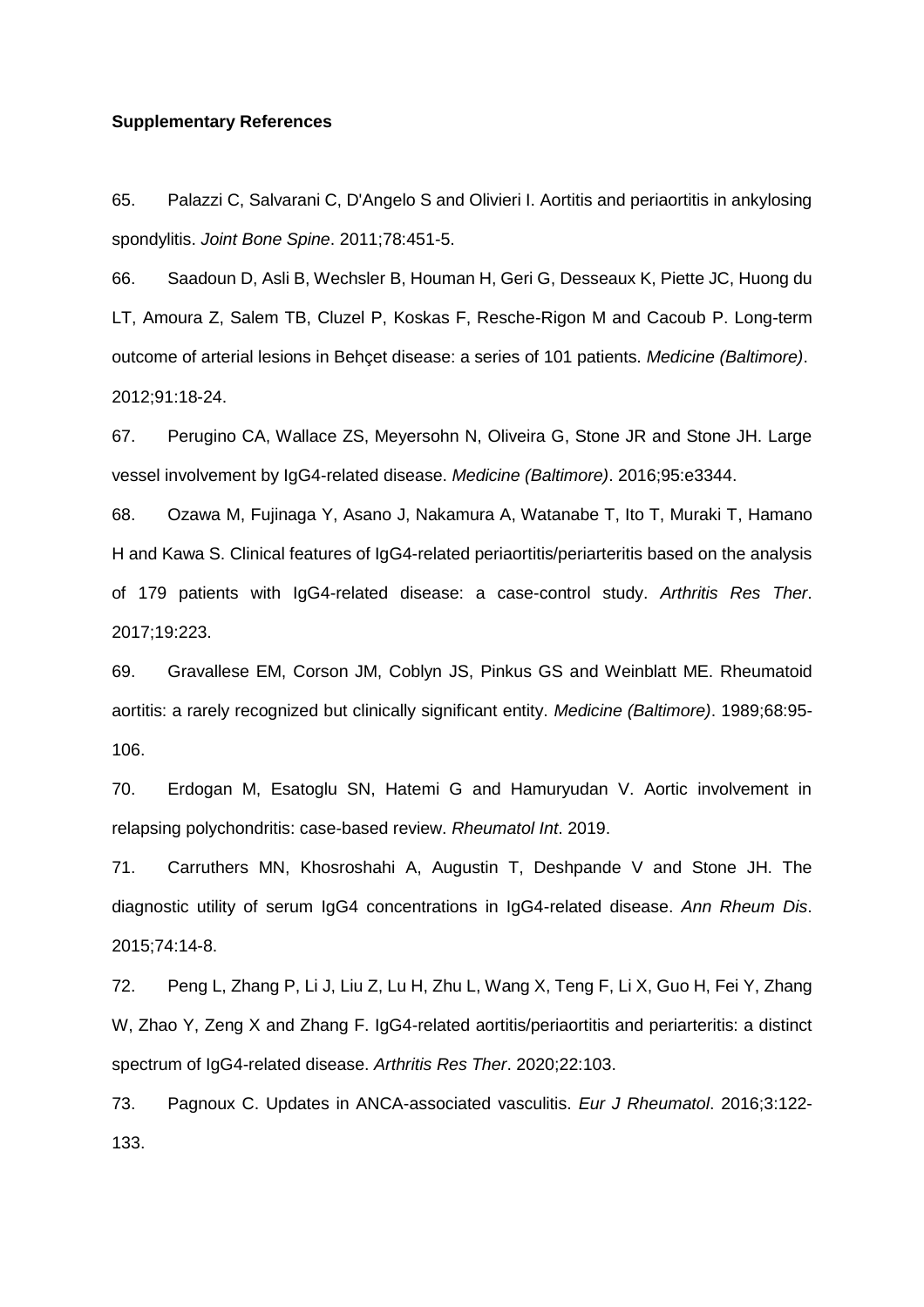**Supplementary References**

65. Palazzi C, Salvarani C, D'Angelo S and Olivieri I. Aortitis and periaortitis in ankylosing spondylitis. *Joint Bone Spine*. 2011;78:451-5.

66. Saadoun D, Asli B, Wechsler B, Houman H, Geri G, Desseaux K, Piette JC, Huong du LT, Amoura Z, Salem TB, Cluzel P, Koskas F, Resche-Rigon M and Cacoub P. Long-term outcome of arterial lesions in Behçet disease: a series of 101 patients. *Medicine (Baltimore)*. 2012;91:18-24.

67. Perugino CA, Wallace ZS, Meyersohn N, Oliveira G, Stone JR and Stone JH. Large vessel involvement by IgG4-related disease. *Medicine (Baltimore)*. 2016;95:e3344.

68. Ozawa M, Fujinaga Y, Asano J, Nakamura A, Watanabe T, Ito T, Muraki T, Hamano H and Kawa S. Clinical features of IgG4-related periaortitis/periarteritis based on the analysis of 179 patients with IgG4-related disease: a case-control study. *Arthritis Res Ther*. 2017;19:223.

69. Gravallese EM, Corson JM, Coblyn JS, Pinkus GS and Weinblatt ME. Rheumatoid aortitis: a rarely recognized but clinically significant entity. *Medicine (Baltimore)*. 1989;68:95-106.

70. Erdogan M, Esatoglu SN, Hatemi G and Hamuryudan V. Aortic involvement in relapsing polychondritis: case-based review. *Rheumatol Int*. 2019.

71. Carruthers MN, Khosroshahi A, Augustin T, Deshpande V and Stone JH. The diagnostic utility of serum IgG4 concentrations in IgG4-related disease. *Ann Rheum Dis*. 2015;74:14-8.

72. Peng L, Zhang P, Li J, Liu Z, Lu H, Zhu L, Wang X, Teng F, Li X, Guo H, Fei Y, Zhang W, Zhao Y, Zeng X and Zhang F. IgG4-related aortitis/periaortitis and periarteritis: a distinct spectrum of IgG4-related disease. *Arthritis Res Ther*. 2020;22:103.

73. Pagnoux C. Updates in ANCA-associated vasculitis. *Eur J Rheumatol*. 2016;3:122-133.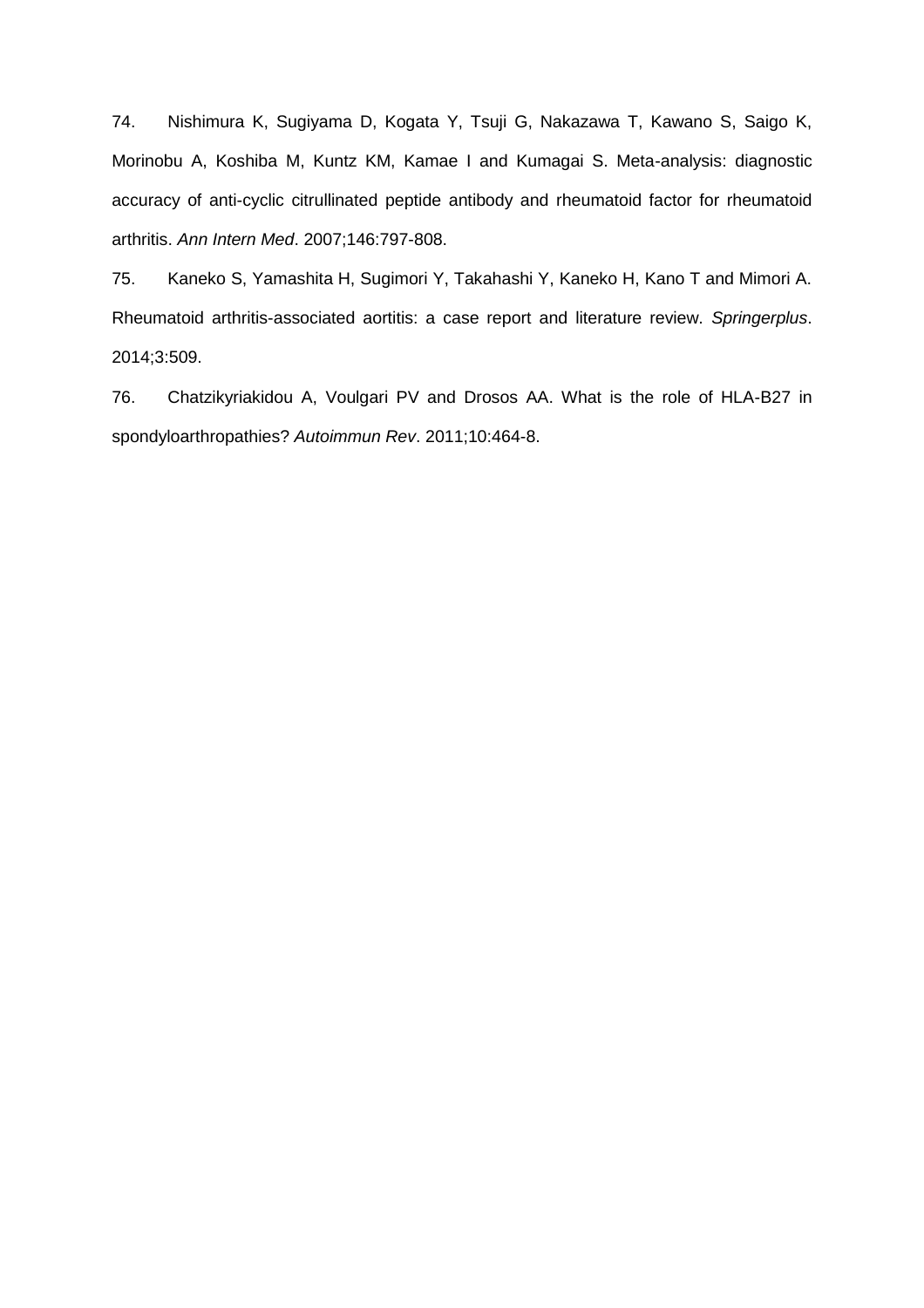74. Nishimura K, Sugiyama D, Kogata Y, Tsuji G, Nakazawa T, Kawano S, Saigo K, Morinobu A, Koshiba M, Kuntz KM, Kamae I and Kumagai S. Meta-analysis: diagnostic accuracy of anti-cyclic citrullinated peptide antibody and rheumatoid factor for rheumatoid arthritis. *Ann Intern Med*. 2007;146:797-808.

75. Kaneko S, Yamashita H, Sugimori Y, Takahashi Y, Kaneko H, Kano T and Mimori A. Rheumatoid arthritis-associated aortitis: a case report and literature review. *Springerplus*. 2014;3:509.

76. Chatzikyriakidou A, Voulgari PV and Drosos AA. What is the role of HLA-B27 in spondyloarthropathies? *Autoimmun Rev*. 2011;10:464-8.